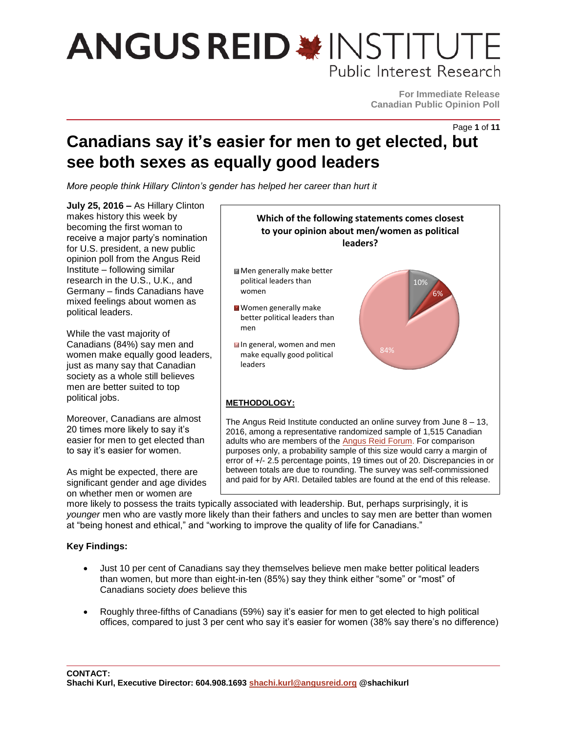# Canadians say it's easier for men to get elected, but see both sexes as equally good leaders

*More people think Hillary Clinton's gender has helped her career than hurt it*

**July 25, 2016 –** As Hillary Clinton makes history this week by becoming the first woman to receive a major party's nomination for U.S. president, a new public opinion poll from the Angus Reid Institute – following similar research in the U.S., U.K., and Germany – finds Canadians have mixed feelings about women as political leaders.

While the vast majority of Canadians (84%) say men and women make equally good leaders, just as many say that Canadian society as a whole still believes men are better suited to top political jobs.

Moreover, Canadians are almost 20 times more likely to say it's easier for men to get elected than to say it's easier for women.

As might be expected, there are significant gender and age divides on whether men or women are more likely to possess the traits typically associated with leadership. But, perhaps surprisingly, it is *younger* men who are vastly more likely than their fathers and uncles to say men are better than women at "being honest and ethical," and "working to improve the quality of life for Canadians."

**Which of the following statements comes closest to your opinion about men/women as political leaders?**

| Response | % |
|---|---|
| Men generally make better political leaders than women | 10% |
| Women generally make better political leaders than men | 6% |
| In general, women and men make equally good political leaders | 84% |

**METHODOLOGY:**

The Angus Reid Institute conducted an online survey from June 8 – 13, 2016, among a representative randomized sample of 1,515 Canadian adults who are members of the Angus Reid Forum. For comparison purposes only, a probability sample of this size would carry a margin of error of +/- 2.5 percentage points, 19 times out of 20. Discrepancies in or between totals are due to rounding. The survey was self-commissioned and paid for by ARI. Detailed tables are found at the end of this release.

**Key Findings:**

- Just 10 per cent of Canadians say they themselves believe men make better political leaders than women, but more than eight-in-ten (85%) say they think either "some" or "most" of Canadians society *does* believe this
- Roughly three-fifths of Canadians (59%) say it's easier for men to get elected to high political offices, compared to just 3 per cent who say it's easier for women (38% say there's no difference)

**CONTACT:**
**Shachi Kurl, Executive Director: 604.908.1693 shachi.kurl@angusreid.org @shachikurl**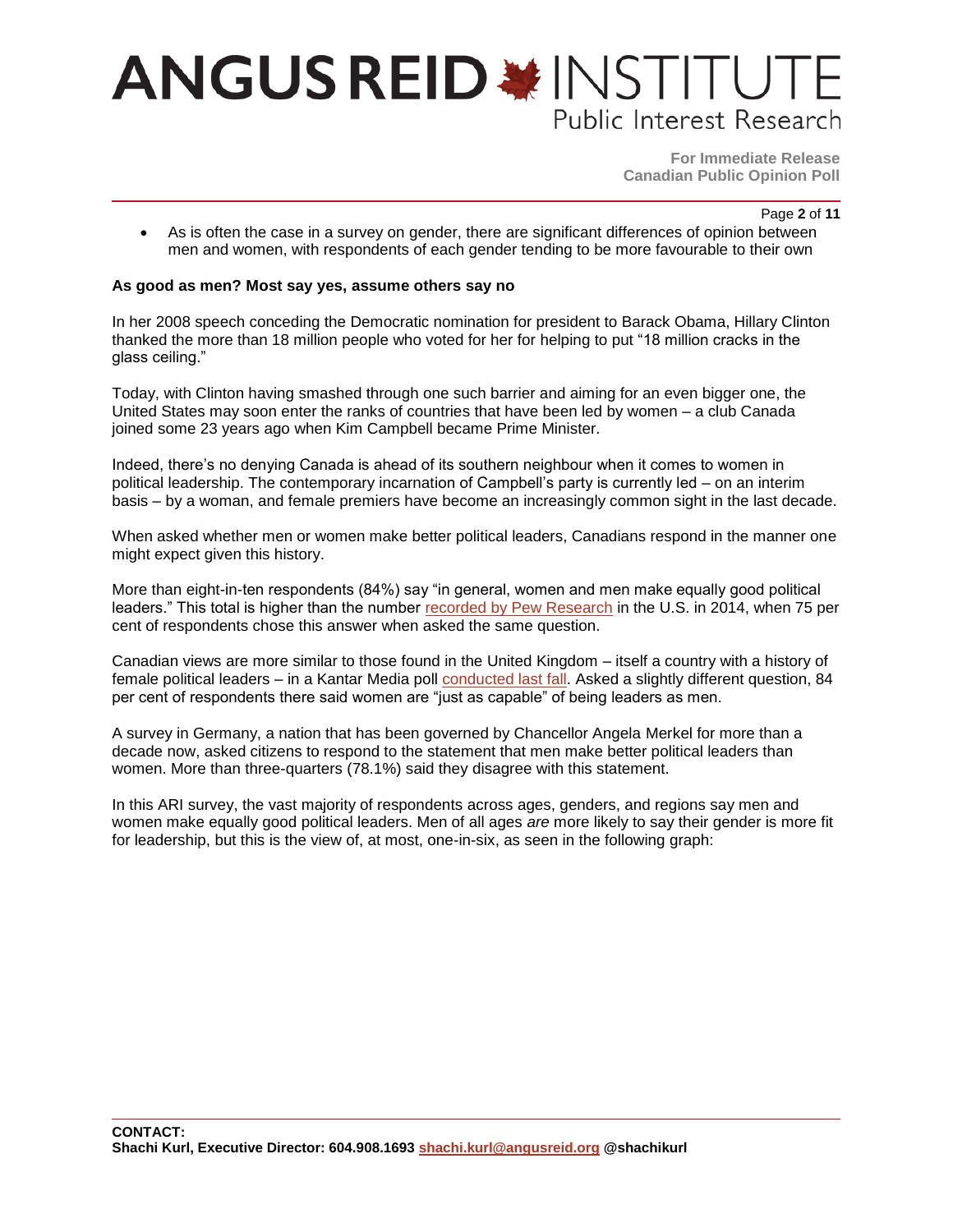- As is often the case in a survey on gender, there are significant differences of opinion between men and women, with respondents of each gender tending to be more favourable to their own

**As good as men? Most say yes, assume others say no**

In her 2008 speech conceding the Democratic nomination for president to Barack Obama, Hillary Clinton thanked the more than 18 million people who voted for her for helping to put "18 million cracks in the glass ceiling."

Today, with Clinton having smashed through one such barrier and aiming for an even bigger one, the United States may soon enter the ranks of countries that have been led by women – a club Canada joined some 23 years ago when Kim Campbell became Prime Minister.

Indeed, there's no denying Canada is ahead of its southern neighbour when it comes to women in political leadership. The contemporary incarnation of Campbell's party is currently led – on an interim basis – by a woman, and female premiers have become an increasingly common sight in the last decade.

When asked whether men or women make better political leaders, Canadians respond in the manner one might expect given this history.

More than eight-in-ten respondents (84%) say "in general, women and men make equally good political leaders." This total is higher than the number recorded by Pew Research in the U.S. in 2014, when 75 per cent of respondents chose this answer when asked the same question.

Canadian views are more similar to those found in the United Kingdom – itself a country with a history of female political leaders – in a Kantar Media poll conducted last fall. Asked a slightly different question, 84 per cent of respondents there said women are "just as capable" of being leaders as men.

A survey in Germany, a nation that has been governed by Chancellor Angela Merkel for more than a decade now, asked citizens to respond to the statement that men make better political leaders than women. More than three-quarters (78.1%) said they disagree with this statement.

In this ARI survey, the vast majority of respondents across ages, genders, and regions say men and women make equally good political leaders. Men of all ages *are* more likely to say their gender is more fit for leadership, but this is the view of, at most, one-in-six, as seen in the following graph: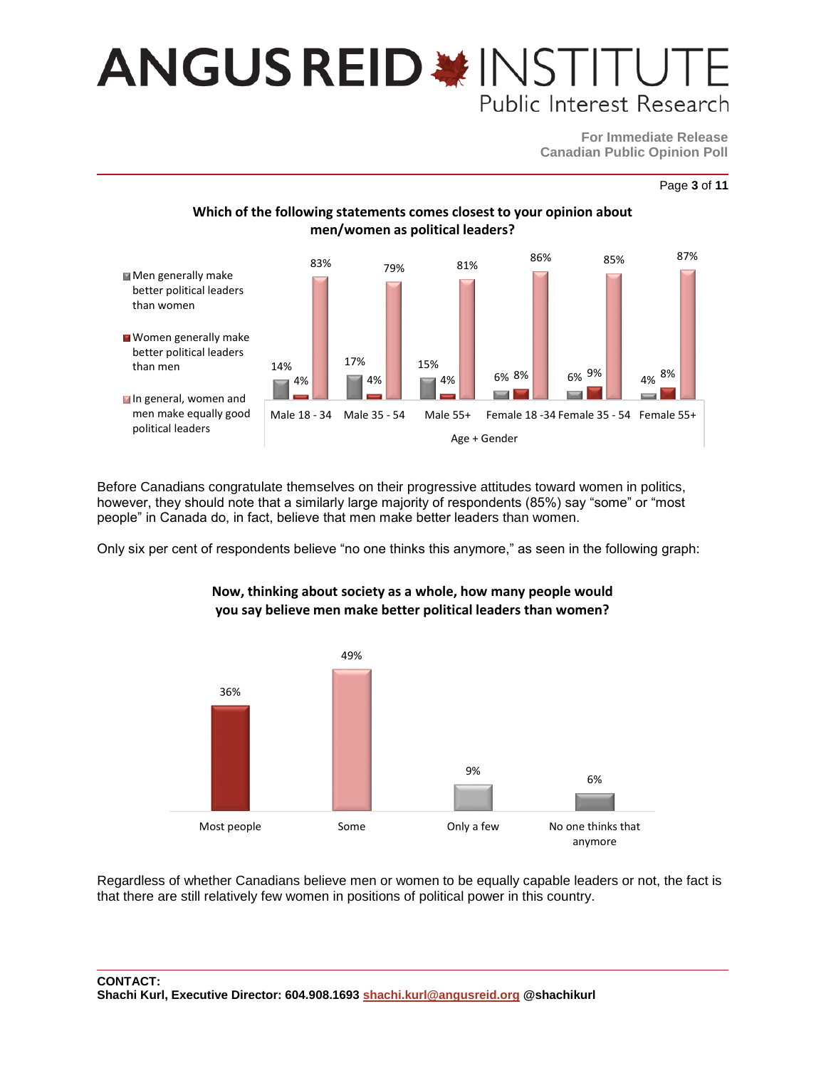**Which of the following statements comes closest to your opinion about men/women as political leaders?**

| Age + Gender | Men generally make better political leaders than women | Women generally make better political leaders than men | In general, women and men make equally good political leaders |
|---|---|---|---|
| Male 18 - 34 | 14% | 4% | 83% |
| Male 35 - 54 | 17% | 4% | 79% |
| Male 55+ | 15% | 4% | 81% |
| Female 18 -34 | 6% | 8% | 86% |
| Female 35 - 54 | 6% | 9% | 85% |
| Female 55+ | 4% | 8% | 87% |

Before Canadians congratulate themselves on their progressive attitudes toward women in politics, however, they should note that a similarly large majority of respondents (85%) say "some" or "most people" in Canada do, in fact, believe that men make better leaders than women.

Only six per cent of respondents believe "no one thinks this anymore," as seen in the following graph:

**Now, thinking about society as a whole, how many people would you say believe men make better political leaders than women?**

| Most people | Some | Only a few | No one thinks that anymore |
|---|---|---|---|
| 36% | 49% | 9% | 6% |

Regardless of whether Canadians believe men or women to be equally capable leaders or not, the fact is that there are still relatively few women in positions of political power in this country.

**CONTACT:**
**Shachi Kurl, Executive Director: 604.908.1693 shachi.kurl@angusreid.org @shachikurl**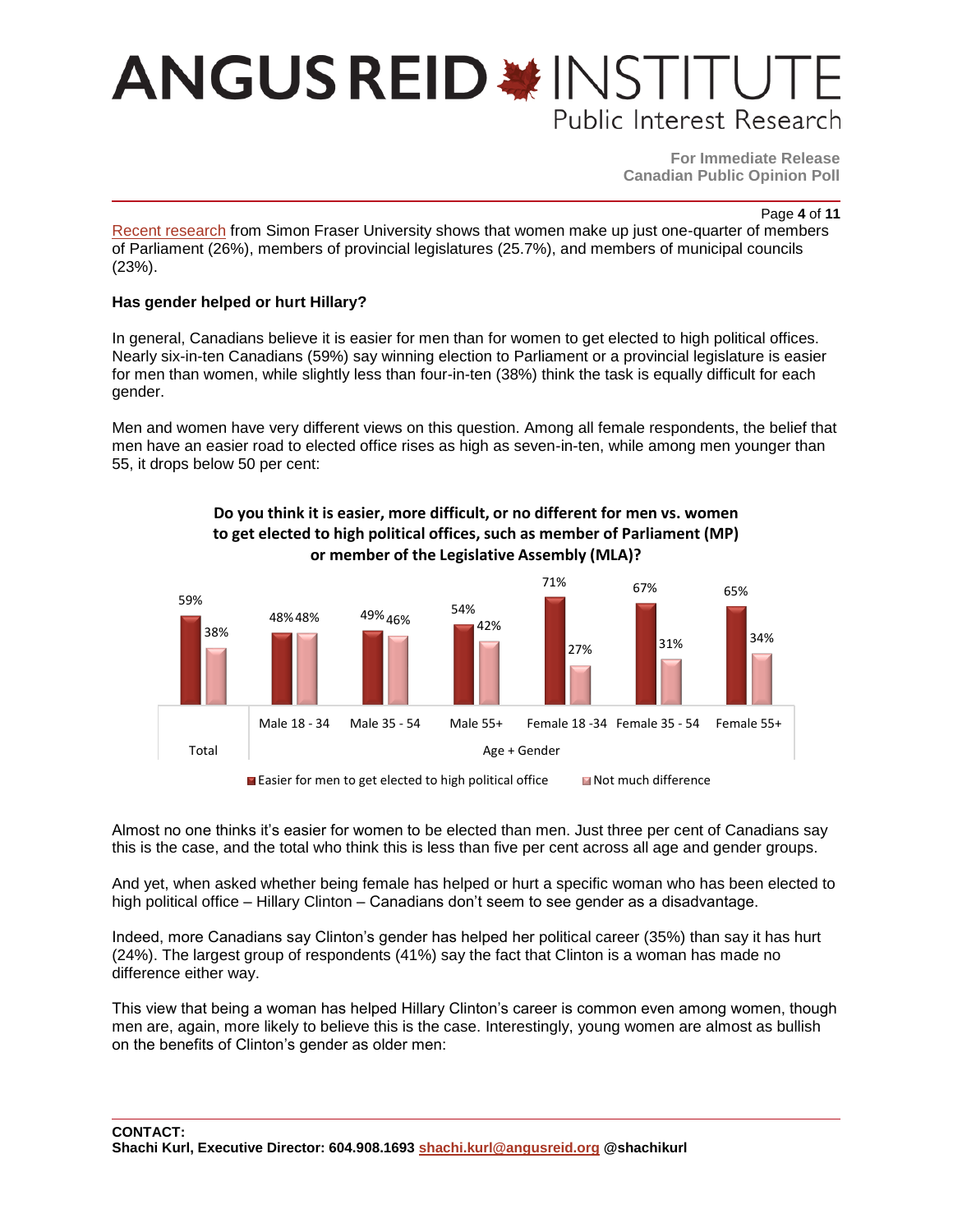[Recent research](#) from Simon Fraser University shows that women make up just one-quarter of members of Parliament (26%), members of provincial legislatures (25.7%), and members of municipal councils (23%).

**Has gender helped or hurt Hillary?**

In general, Canadians believe it is easier for men than for women to get elected to high political offices. Nearly six-in-ten Canadians (59%) say winning election to Parliament or a provincial legislature is easier for men than women, while slightly less than four-in-ten (38%) think the task is equally difficult for each gender.

Men and women have very different views on this question. Among all female respondents, the belief that men have an easier road to elected office rises as high as seven-in-ten, while among men younger than 55, it drops below 50 per cent:

**Do you think it is easier, more difficult, or no different for men vs. women to get elected to high political offices, such as member of Parliament (MP) or member of the Legislative Assembly (MLA)?**

| | Total | Male 18 - 34 | Male 35 - 54 | Male 55+ | Female 18 -34 | Female 35 - 54 | Female 55+ |
|---|---|---|---|---|---|---|---|
| Easier for men to get elected to high political office | 59% | 48% | 49% | 54% | 71% | 67% | 65% |
| Not much difference | 38% | 48% | 46% | 42% | 27% | 31% | 34% |

Almost no one thinks it's easier for women to be elected than men. Just three per cent of Canadians say this is the case, and the total who think this is less than five per cent across all age and gender groups.

And yet, when asked whether being female has helped or hurt a specific woman who has been elected to high political office – Hillary Clinton – Canadians don't seem to see gender as a disadvantage.

Indeed, more Canadians say Clinton's gender has helped her political career (35%) than say it has hurt (24%). The largest group of respondents (41%) say the fact that Clinton is a woman has made no difference either way.

This view that being a woman has helped Hillary Clinton's career is common even among women, though men are, again, more likely to believe this is the case. Interestingly, young women are almost as bullish on the benefits of Clinton's gender as older men:

**CONTACT:**
**Shachi Kurl, Executive Director: 604.908.1693 shachi.kurl@angusreid.org @shachikurl**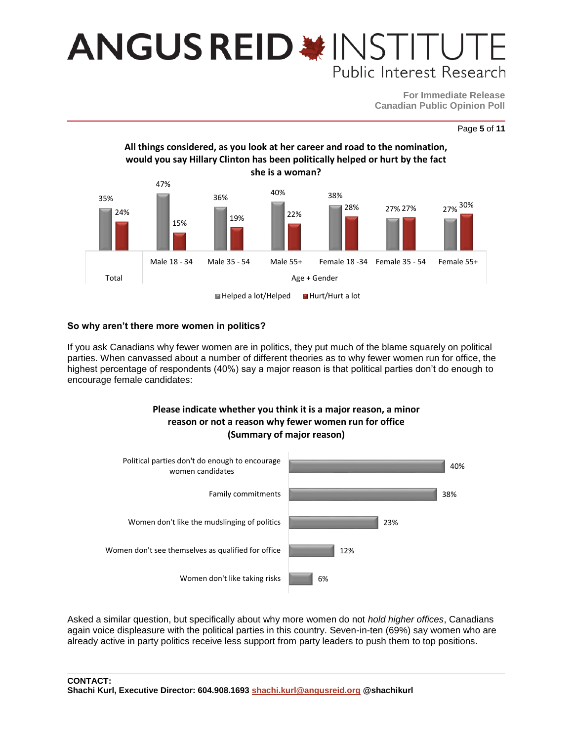**All things considered, as you look at her career and road to the nomination, would you say Hillary Clinton has been politically helped or hurt by the fact she is a woman?**

| | Total | Male 18 - 34 | Male 35 - 54 | Male 55+ | Female 18 -34 | Female 35 - 54 | Female 55+ |
|---|---|---|---|---|---|---|---|
| Helped a lot/Helped | 35% | 47% | 36% | 40% | 38% | 27% | 27% |
| Hurt/Hurt a lot | 24% | 15% | 19% | 22% | 28% | 27% | 30% |

## So why aren't there more women in politics?

If you ask Canadians why fewer women are in politics, they put much of the blame squarely on political parties. When canvassed about a number of different theories as to why fewer women run for office, the highest percentage of respondents (40%) say a major reason is that political parties don't do enough to encourage female candidates:

**Please indicate whether you think it is a major reason, a minor reason or not a reason why fewer women run for office (Summary of major reason)**

| Reason | Major reason |
|---|---|
| Political parties don't do enough to encourage women candidates | 40% |
| Family commitments | 38% |
| Women don't like the mudslinging of politics | 23% |
| Women don't see themselves as qualified for office | 12% |
| Women don't like taking risks | 6% |

Asked a similar question, but specifically about why more women do not *hold higher offices*, Canadians again voice displeasure with the political parties in this country. Seven-in-ten (69%) say women who are already active in party politics receive less support from party leaders to push them to top positions.

**CONTACT:**
**Shachi Kurl, Executive Director: 604.908.1693 shachi.kurl@angusreid.org @shachikurl**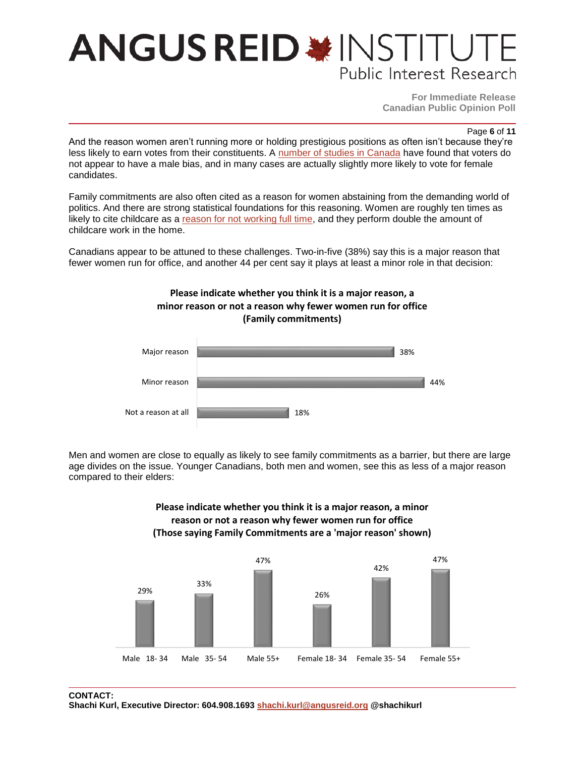And the reason women aren't running more or holding prestigious positions as often isn't because they're less likely to earn votes from their constituents. A number of studies in Canada have found that voters do not appear to have a male bias, and in many cases are actually slightly more likely to vote for female candidates.

Family commitments are also often cited as a reason for women abstaining from the demanding world of politics. And there are strong statistical foundations for this reasoning. Women are roughly ten times as likely to cite childcare as a reason for not working full time, and they perform double the amount of childcare work in the home.

Canadians appear to be attuned to these challenges. Two-in-five (38%) say this is a major reason that fewer women run for office, and another 44 per cent say it plays at least a minor role in that decision:

**Please indicate whether you think it is a major reason, a minor reason or not a reason why fewer women run for office (Family commitments)**

| Response | % |
|---|---|
| Major reason | 38% |
| Minor reason | 44% |
| Not a reason at all | 18% |

Men and women are close to equally as likely to see family commitments as a barrier, but there are large age divides on the issue. Younger Canadians, both men and women, see this as less of a major reason compared to their elders:

**Please indicate whether you think it is a major reason, a minor reason or not a reason why fewer women run for office (Those saying Family Commitments are a 'major reason' shown)**

| Male 18-34 | Male 35-54 | Male 55+ | Female 18-34 | Female 35-54 | Female 55+ |
|---|---|---|---|---|---|
| 29% | 33% | 47% | 26% | 42% | 47% |

**CONTACT:**
**Shachi Kurl, Executive Director: 604.908.1693 shachi.kurl@angusreid.org @shachikurl**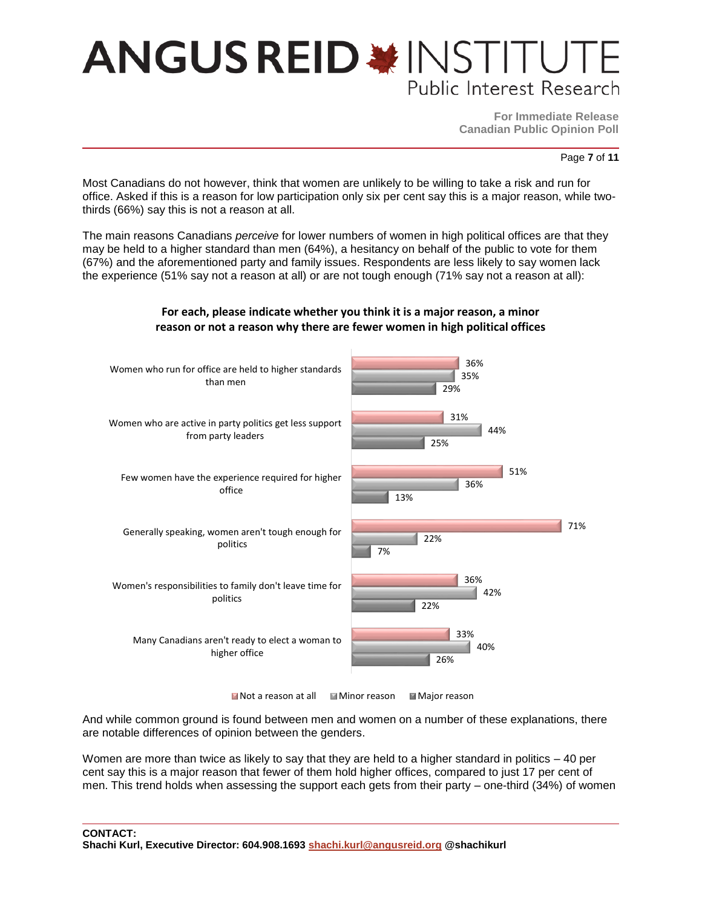Most Canadians do not however, think that women are unlikely to be willing to take a risk and run for office. Asked if this is a reason for low participation only six per cent say this is a major reason, while two-thirds (66%) say this is not a reason at all.

The main reasons Canadians *perceive* for lower numbers of women in high political offices are that they may be held to a higher standard than men (64%), a hesitancy on behalf of the public to vote for them (67%) and the aforementioned party and family issues. Respondents are less likely to say women lack the experience (51% say not a reason at all) or are not tough enough (71% say not a reason at all):

**For each, please indicate whether you think it is a major reason, a minor reason or not a reason why there are fewer women in high political offices**

| | Not a reason at all | Minor reason | Major reason |
|---|---|---|---|
| Women who run for office are held to higher standards than men | 36% | 35% | 29% |
| Women who are active in party politics get less support from party leaders | 31% | 44% | 25% |
| Few women have the experience required for higher office | 51% | 36% | 13% |
| Generally speaking, women aren't tough enough for politics | 71% | 22% | 7% |
| Women's responsibilities to family don't leave time for politics | 36% | 42% | 22% |
| Many Canadians aren't ready to elect a woman to higher office | 33% | 40% | 26% |

And while common ground is found between men and women on a number of these explanations, there are notable differences of opinion between the genders.

Women are more than twice as likely to say that they are held to a higher standard in politics – 40 per cent say this is a major reason that fewer of them hold higher offices, compared to just 17 per cent of men. This trend holds when assessing the support each gets from their party – one-third (34%) of women

**CONTACT:**
**Shachi Kurl, Executive Director: 604.908.1693 shachi.kurl@angusreid.org @shachikurl**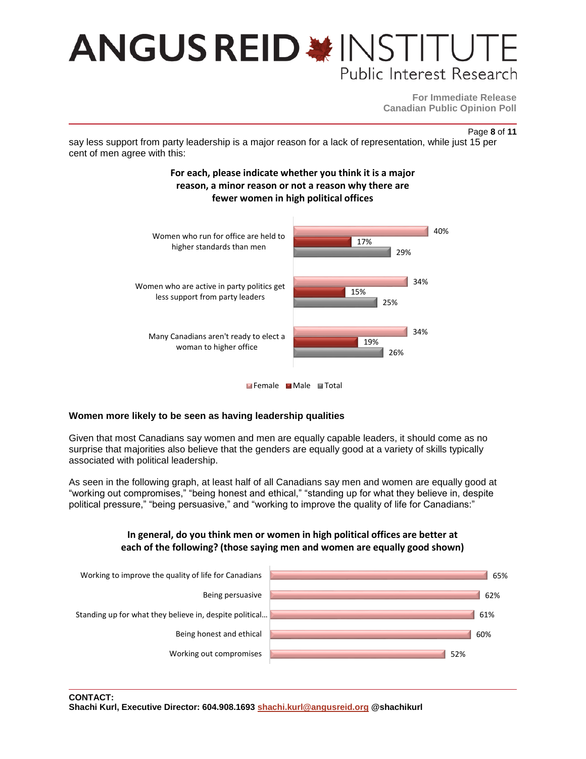say less support from party leadership is a major reason for a lack of representation, while just 15 per cent of men agree with this:

**For each, please indicate whether you think it is a major reason, a minor reason or not a reason why there are fewer women in high political offices**

| | Female | Male | Total |
|---|---|---|---|
| Women who run for office are held to higher standards than men | 40% | 17% | 29% |
| Women who are active in party politics get less support from party leaders | 34% | 15% | 25% |
| Many Canadians aren't ready to elect a woman to higher office | 34% | 19% | 26% |

### Women more likely to be seen as having leadership qualities

Given that most Canadians say women and men are equally capable leaders, it should come as no surprise that majorities also believe that the genders are equally good at a variety of skills typically associated with political leadership.

As seen in the following graph, at least half of all Canadians say men and women are equally good at "working out compromises," "being honest and ethical," "standing up for what they believe in, despite political pressure," "being persuasive," and "working to improve the quality of life for Canadians:"

**In general, do you think men or women in high political offices are better at each of the following? (those saying men and women are equally good shown)**

| | Equally good |
|---|---|
| Working to improve the quality of life for Canadians | 65% |
| Being persuasive | 62% |
| Standing up for what they believe in, despite political… | 61% |
| Being honest and ethical | 60% |
| Working out compromises | 52% |

**CONTACT:**
**Shachi Kurl, Executive Director: 604.908.1693 shachi.kurl@angusreid.org @shachikurl**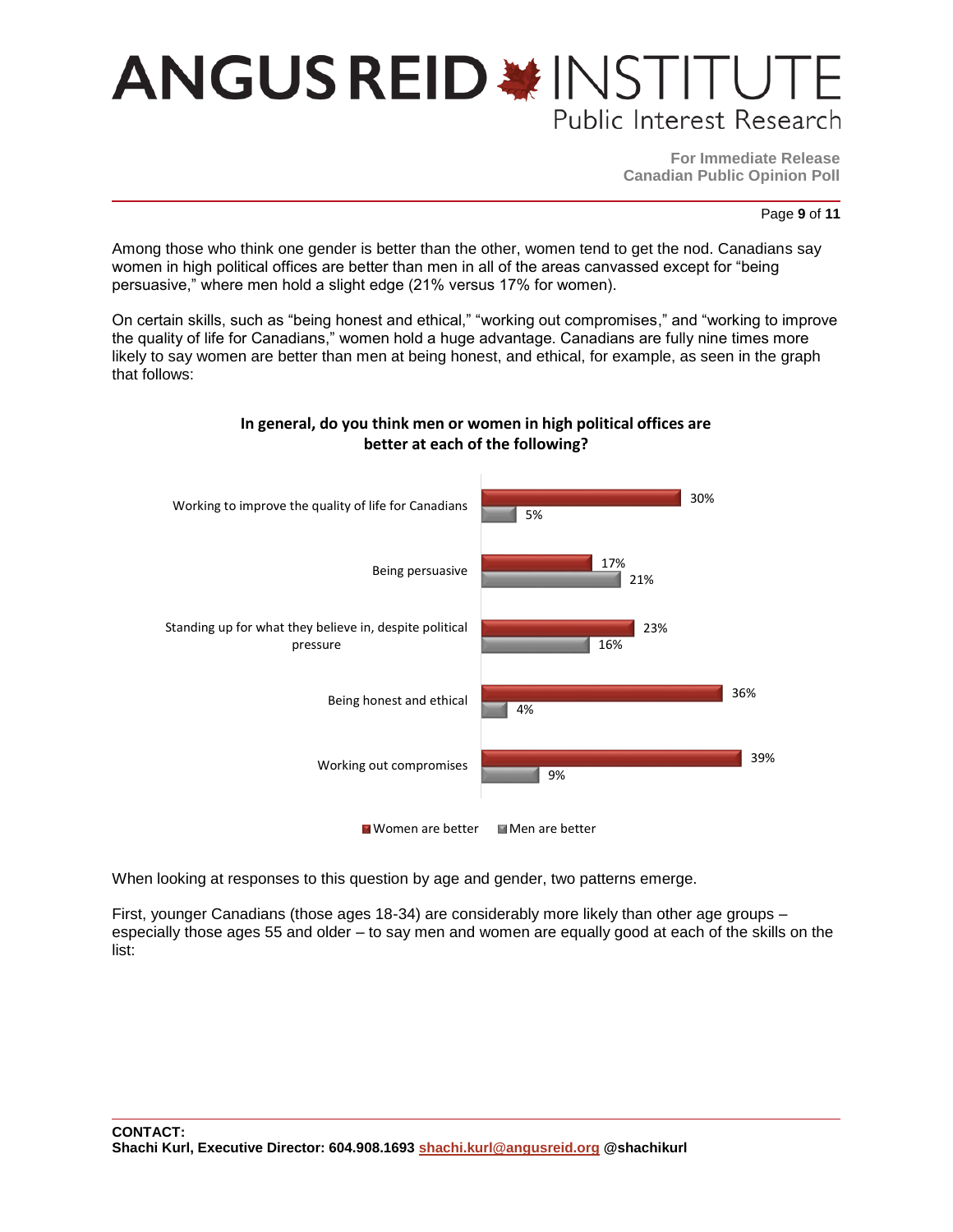Among those who think one gender is better than the other, women tend to get the nod. Canadians say women in high political offices are better than men in all of the areas canvassed except for "being persuasive," where men hold a slight edge (21% versus 17% for women).

On certain skills, such as "being honest and ethical," "working out compromises," and "working to improve the quality of life for Canadians," women hold a huge advantage. Canadians are fully nine times more likely to say women are better than men at being honest, and ethical, for example, as seen in the graph that follows:

**In general, do you think men or women in high political offices are better at each of the following?**

| | Women are better | Men are better |
|---|---|---|
| Working to improve the quality of life for Canadians | 30% | 5% |
| Being persuasive | 17% | 21% |
| Standing up for what they believe in, despite political pressure | 23% | 16% |
| Being honest and ethical | 36% | 4% |
| Working out compromises | 39% | 9% |

When looking at responses to this question by age and gender, two patterns emerge.

First, younger Canadians (those ages 18-34) are considerably more likely than other age groups – especially those ages 55 and older – to say men and women are equally good at each of the skills on the list:

**CONTACT:**
**Shachi Kurl, Executive Director: 604.908.1693 shachi.kurl@angusreid.org @shachikurl**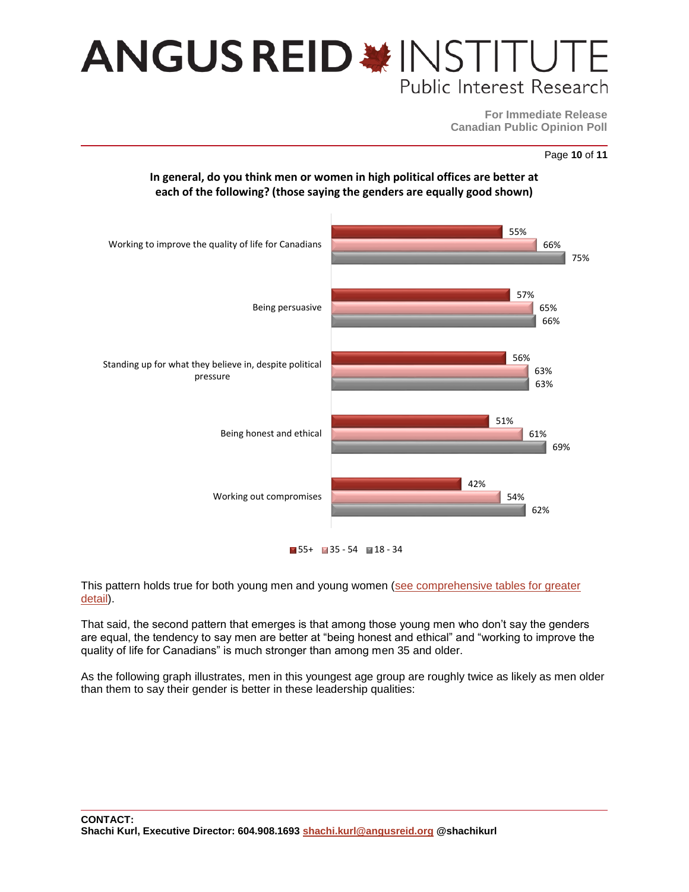**In general, do you think men or women in high political offices are better at each of the following? (those saying the genders are equally good shown)**

| | 55+ | 35 - 54 | 18 - 34 |
|---|---|---|---|
| Working to improve the quality of life for Canadians | 55% | 66% | 75% |
| Being persuasive | 57% | 65% | 66% |
| Standing up for what they believe in, despite political pressure | 56% | 63% | 63% |
| Being honest and ethical | 51% | 61% | 69% |
| Working out compromises | 42% | 54% | 62% |

This pattern holds true for both young men and young women (see comprehensive tables for greater detail).

That said, the second pattern that emerges is that among those young men who don't say the genders are equal, the tendency to say men are better at "being honest and ethical" and "working to improve the quality of life for Canadians" is much stronger than among men 35 and older.

As the following graph illustrates, men in this youngest age group are roughly twice as likely as men older than them to say their gender is better in these leadership qualities:

**CONTACT:**
**Shachi Kurl, Executive Director: 604.908.1693 shachi.kurl@angusreid.org @shachikurl**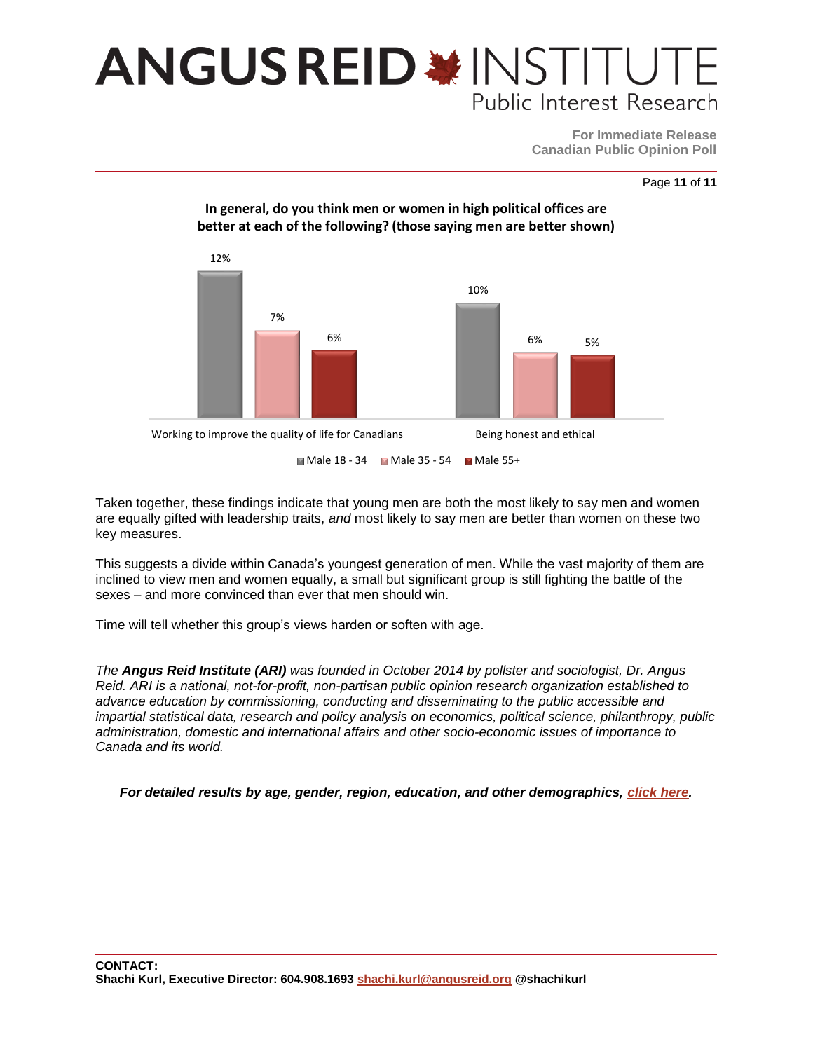**In general, do you think men or women in high political offices are better at each of the following? (those saying men are better shown)**

12%
7%
6%
10%
6%
5%

Working to improve the quality of life for Canadians

Being honest and ethical

Male 18 - 34 Male 35 - 54 Male 55+

Taken together, these findings indicate that young men are both the most likely to say men and women are equally gifted with leadership traits, *and* most likely to say men are better than women on these two key measures.

This suggests a divide within Canada's youngest generation of men. While the vast majority of them are inclined to view men and women equally, a small but significant group is still fighting the battle of the sexes – and more convinced than ever that men should win.

Time will tell whether this group's views harden or soften with age.

*The **Angus Reid Institute (ARI)** was founded in October 2014 by pollster and sociologist, Dr. Angus Reid. ARI is a national, not-for-profit, non-partisan public opinion research organization established to advance education by commissioning, conducting and disseminating to the public accessible and impartial statistical data, research and policy analysis on economics, political science, philanthropy, public administration, domestic and international affairs and other socio-economic issues of importance to Canada and its world.*

***For detailed results by age, gender, region, education, and other demographics, click here.***

**CONTACT:**
**Shachi Kurl, Executive Director: 604.908.1693 shachi.kurl@angusreid.org @shachikurl**